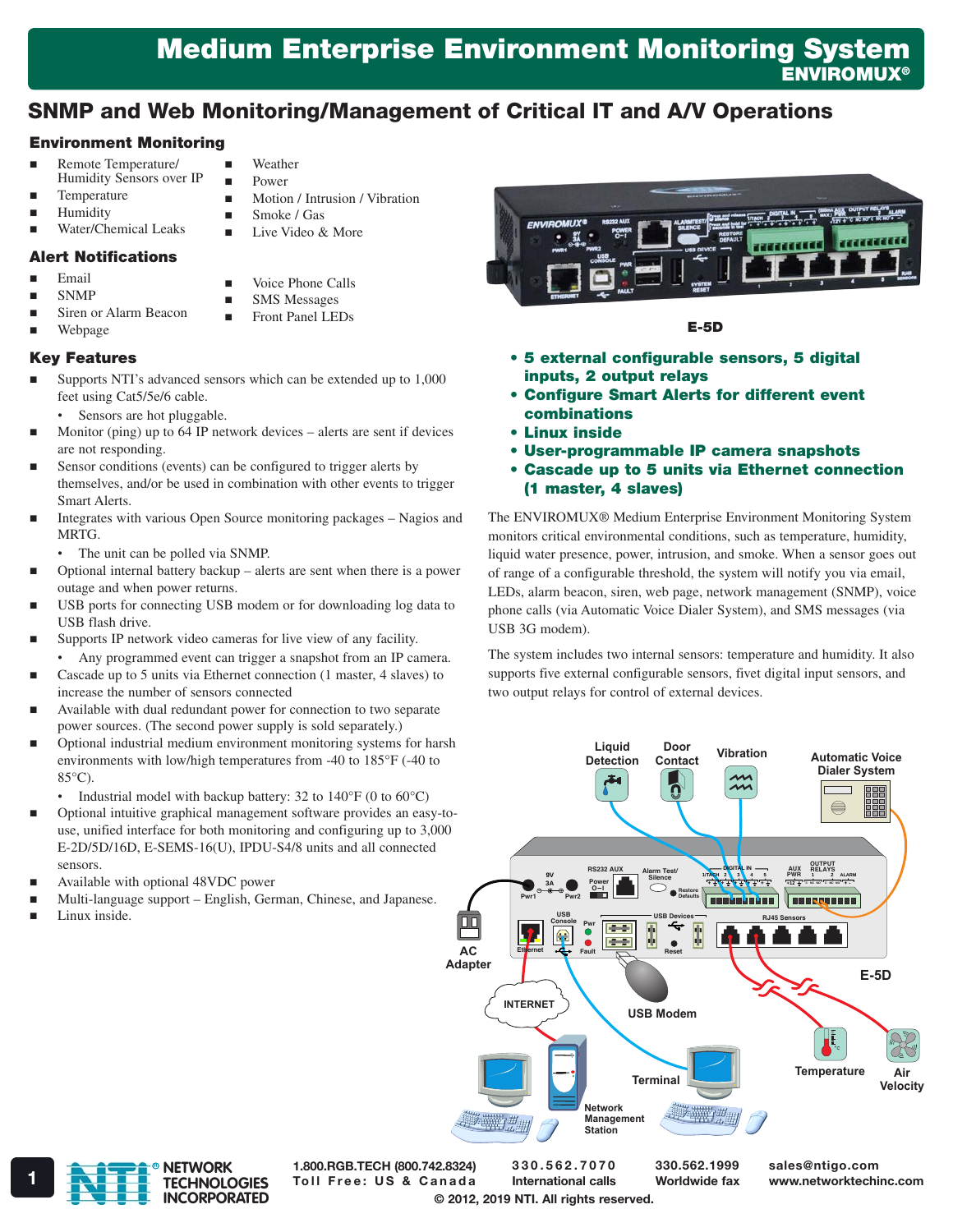# Medium Enterprise Environment Monitoring System

ENVIROMUX®

## SNMP and Web Monitoring/Management of Critical IT and A/V Operations

### Environment Monitoring

- Remote Temperature/ Humidity Sensors over IP
- Temperature
- Humidity
- Water/Chemical Leaks
- Weather
- Power
- Motion / Intrusion / Vibration
- Smoke / Gas
- Live Video & More

### Alert Notifications

- Email
- SNMP
- Siren or Alarm Beacon
- Webpage
- Voice Phone Calls
- SMS Messages
- Front Panel LEDs

E-5D

- **5 external configurable sensors, 5 digital inputs, 2 output relays**
- **Configure Smart Alerts for different event combinations**
- **Linux inside**
- **User-programmable IP camera snapshots**
- **Cascade up to 5 units via Ethernet connection (1 master, 4 slaves)**

### Key Features

- Supports NTI's advanced sensors which can be extended up to 1,000 feet using Cat5/5e/6 cable.
  - Sensors are hot pluggable.
- Monitor (ping) up to 64 IP network devices – alerts are sent if devices are not responding.
- Sensor conditions (events) can be configured to trigger alerts by themselves, and/or be used in combination with other events to trigger Smart Alerts.
- Integrates with various Open Source monitoring packages – Nagios and MRTG.
  - The unit can be polled via SNMP.
- Optional internal battery backup – alerts are sent when there is a power outage and when power returns.
- USB ports for connecting USB modem or for downloading log data to USB flash drive.
- Supports IP network video cameras for live view of any facility.
  - Any programmed event can trigger a snapshot from an IP camera.
- Cascade up to 5 units via Ethernet connection (1 master, 4 slaves) to increase the number of sensors connected
- Available with dual redundant power for connection to two separate power sources. (The second power supply is sold separately.)
- Optional industrial medium environment monitoring systems for harsh environments with low/high temperatures from -40 to 185°F (-40 to 85°C).
  - Industrial model with backup battery: 32 to 140°F (0 to 60°C)
- Optional intuitive graphical management software provides an easy-to-use, unified interface for both monitoring and configuring up to 3,000 E-2D/5D/16D, E-SEMS-16(U), IPDU-S4/8 units and all connected sensors.
- Available with optional 48VDC power
- Multi-language support – English, German, Chinese, and Japanese.
- Linux inside.

The ENVIROMUX® Medium Enterprise Environment Monitoring System monitors critical environmental conditions, such as temperature, humidity, liquid water presence, power, intrusion, and smoke. When a sensor goes out of range of a configurable threshold, the system will notify you via email, LEDs, alarm beacon, siren, web page, network management (SNMP), voice phone calls (via Automatic Voice Dialer System), and SMS messages (via USB 3G modem).

The system includes two internal sensors: temperature and humidity. It also supports five external configurable sensors, fivet digital input sensors, and two output relays for control of external devices.

Liquid Detection · Door Contact · Vibration · Automatic Voice Dialer System · AC Adapter · INTERNET · USB Modem · E-5D · Terminal · Network Management Station · Temperature · Air Velocity

1.800.RGB.TECH (800.742.8324) Toll Free: US & Canada | 330.562.7070 International calls | 330.562.1999 Worldwide fax | sales@ntigo.com www.networktechinc.com

© 2012, 2019 NTI. All rights reserved.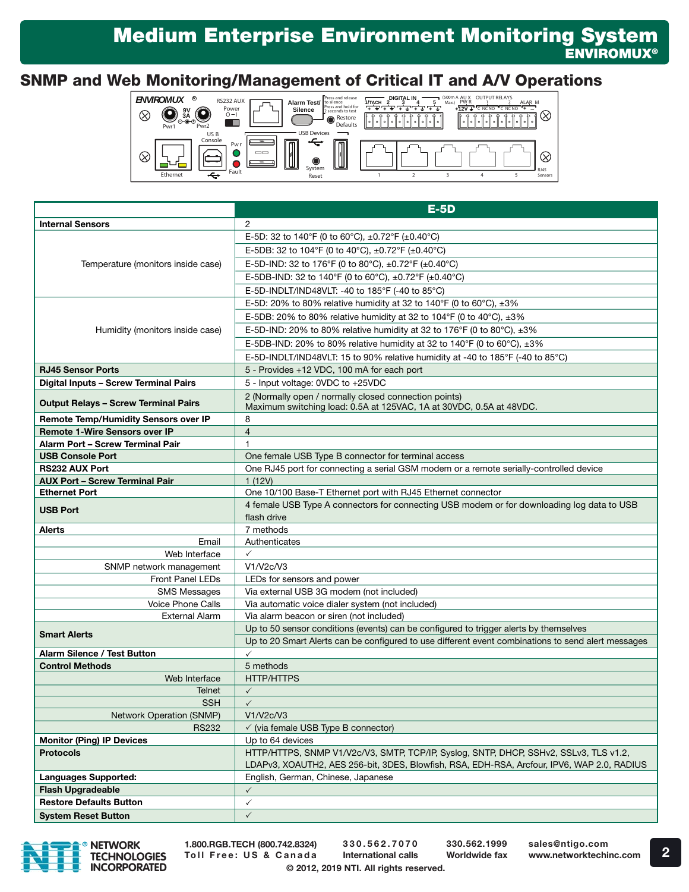# Medium Enterprise Environment Monitoring System

## SNMP and Web Monitoring/Management of Critical IT and A/V Operations

| | E-5D |
|---|---|
| **Internal Sensors** | 2 |
| Temperature (monitors inside case) | E-5D: 32 to 140°F (0 to 60°C), ±0.72°F (±0.40°C) |
| | E-5DB: 32 to 104°F (0 to 40°C), ±0.72°F (±0.40°C) |
| | E-5D-IND: 32 to 176°F (0 to 80°C), ±0.72°F (±0.40°C) |
| | E-5DB-IND: 32 to 140°F (0 to 60°C), ±0.72°F (±0.40°C) |
| | E-5D-INDLT/IND48VLT: -40 to 185°F (-40 to 85°C) |
| Humidity (monitors inside case) | E-5D: 20% to 80% relative humidity at 32 to 140°F (0 to 60°C), ±3% |
| | E-5DB: 20% to 80% relative humidity at 32 to 104°F (0 to 40°C), ±3% |
| | E-5D-IND: 20% to 80% relative humidity at 32 to 176°F (0 to 80°C), ±3% |
| | E-5DB-IND: 20% to 80% relative humidity at 32 to 140°F (0 to 60°C), ±3% |
| | E-5D-INDLT/IND48VLT: 15 to 90% relative humidity at -40 to 185°F (-40 to 85°C) |
| **RJ45 Sensor Ports** | 5 - Provides +12 VDC, 100 mA for each port |
| **Digital Inputs – Screw Terminal Pairs** | 5 - Input voltage: 0VDC to +25VDC |
| **Output Relays – Screw Terminal Pairs** | 2 (Normally open / normally closed connection points)<br>Maximum switching load: 0.5A at 125VAC, 1A at 30VDC, 0.5A at 48VDC. |
| **Remote Temp/Humidity Sensors over IP** | 8 |
| **Remote 1-Wire Sensors over IP** | 4 |
| **Alarm Port – Screw Terminal Pair** | 1 |
| **USB Console Port** | One female USB Type B connector for terminal access |
| **RS232 AUX Port** | One RJ45 port for connecting a serial GSM modem or a remote serially-controlled device |
| **AUX Port – Screw Terminal Pair** | 1 (12V) |
| **Ethernet Port** | One 10/100 Base-T Ethernet port with RJ45 Ethernet connector |
| **USB Port** | 4 female USB Type A connectors for connecting USB modem or for downloading log data to USB flash drive |
| **Alerts** | 7 methods |
| Email | Authenticates |
| Web Interface | ✓ |
| SNMP network management | V1/V2c/V3 |
| Front Panel LEDs | LEDs for sensors and power |
| SMS Messages | Via external USB 3G modem (not included) |
| Voice Phone Calls | Via automatic voice dialer system (not included) |
| External Alarm | Via alarm beacon or siren (not included) |
| **Smart Alerts** | Up to 50 sensor conditions (events) can be configured to trigger alerts by themselves |
| | Up to 20 Smart Alerts can be configured to use different event combinations to send alert messages |
| **Alarm Silence / Test Button** | ✓ |
| **Control Methods** | 5 methods |
| Web Interface | HTTP/HTTPS |
| Telnet | ✓ |
| SSH | ✓ |
| Network Operation (SNMP) | V1/V2c/V3 |
| RS232 | ✓ (via female USB Type B connector) |
| **Monitor (Ping) IP Devices** | Up to 64 devices |
| **Protocols** | HTTP/HTTPS, SNMP V1/V2c/V3, SMTP, TCP/IP, Syslog, SNTP, DHCP, SSHv2, SSLv3, TLS v1.2, LDAPv3, XOAUTH2, AES 256-bit, 3DES, Blowfish, RSA, EDH-RSA, Arcfour, IPV6, WAP 2.0, RADIUS |
| **Languages Supported:** | English, German, Chinese, Japanese |
| **Flash Upgradeable** | ✓ |
| **Restore Defaults Button** | ✓ |
| **System Reset Button** | ✓ |

NETWORK TECHNOLOGIES INCORPORATED

1.800.RGB.TECH (800.742.8324) Toll Free: US & Canada | 330.562.7070 International calls | 330.562.1999 Worldwide fax | sales@ntigo.com www.networktechinc.com

© 2012, 2019 NTI. All rights reserved.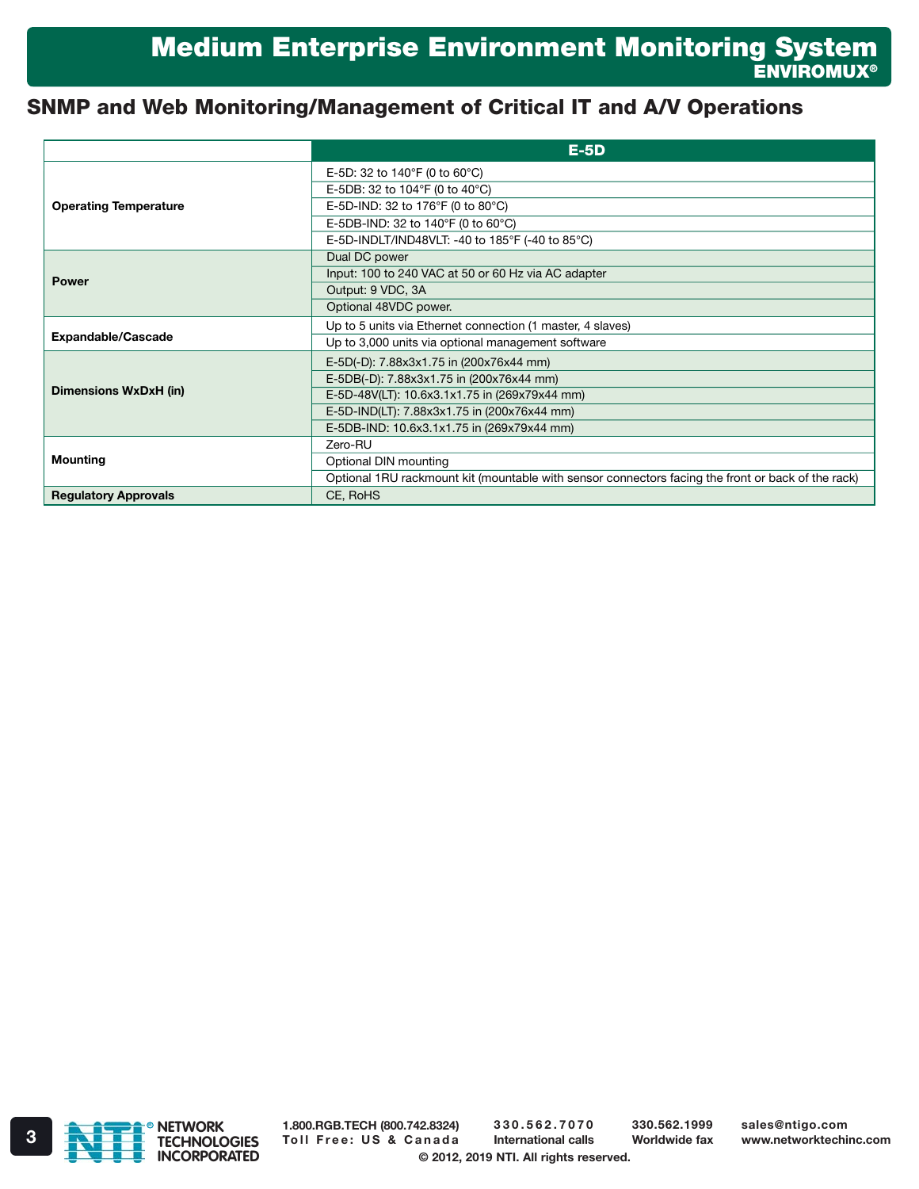# Medium Enterprise Environment Monitoring System

ENVIROMUX®

## SNMP and Web Monitoring/Management of Critical IT and A/V Operations

| | E-5D |
|---|---|
| **Operating Temperature** | E-5D: 32 to 140°F (0 to 60°C) |
| | E-5DB: 32 to 104°F (0 to 40°C) |
| | E-5D-IND: 32 to 176°F (0 to 80°C) |
| | E-5DB-IND: 32 to 140°F (0 to 60°C) |
| | E-5D-INDLT/IND48VLT: -40 to 185°F (-40 to 85°C) |
| **Power** | Dual DC power |
| | Input: 100 to 240 VAC at 50 or 60 Hz via AC adapter |
| | Output: 9 VDC, 3A |
| | Optional 48VDC power. |
| **Expandable/Cascade** | Up to 5 units via Ethernet connection (1 master, 4 slaves) |
| | Up to 3,000 units via optional management software |
| **Dimensions WxDxH (in)** | E-5D(-D): 7.88x3x1.75 in (200x76x44 mm) |
| | E-5DB(-D): 7.88x3x1.75 in (200x76x44 mm) |
| | E-5D-48V(LT): 10.6x3.1x1.75 in (269x79x44 mm) |
| | E-5D-IND(LT): 7.88x3x1.75 in (200x76x44 mm) |
| | E-5DB-IND: 10.6x3.1x1.75 in (269x79x44 mm) |
| **Mounting** | Zero-RU |
| | Optional DIN mounting |
| | Optional 1RU rackmount kit (mountable with sensor connectors facing the front or back of the rack) |
| **Regulatory Approvals** | CE, RoHS |

NETWORK TECHNOLOGIES INCORPORATED

1.800.RGB.TECH (800.742.8324) Toll Free: US & Canada

330.562.7070 International calls

330.562.1999 Worldwide fax

sales@ntigo.com www.networktechinc.com

© 2012, 2019 NTI. All rights reserved.